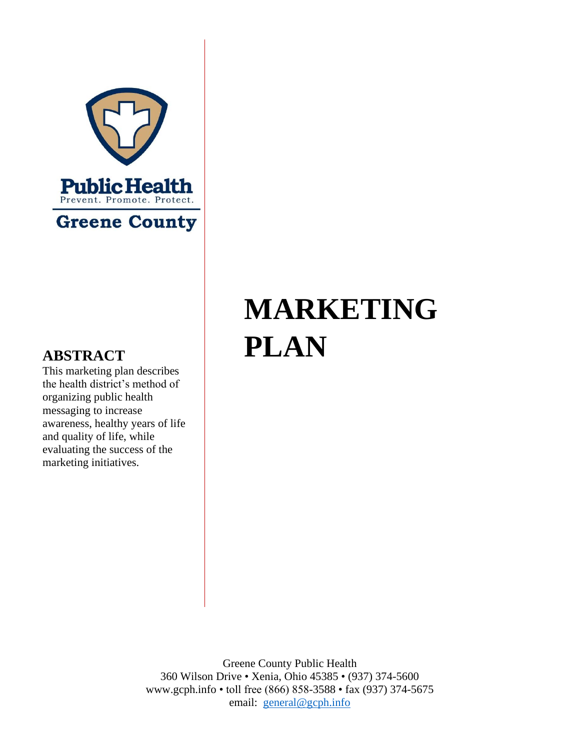Public Health
Prevent. Promote. Protect.
Greene County

# MARKETING PLAN

## ABSTRACT

This marketing plan describes the health district's method of organizing public health messaging to increase awareness, healthy years of life and quality of life, while evaluating the success of the marketing initiatives.

Greene County Public Health
360 Wilson Drive • Xenia, Ohio 45385 • (937) 374-5600
www.gcph.info • toll free (866) 858-3588 • fax (937) 374-5675
email: general@gcph.info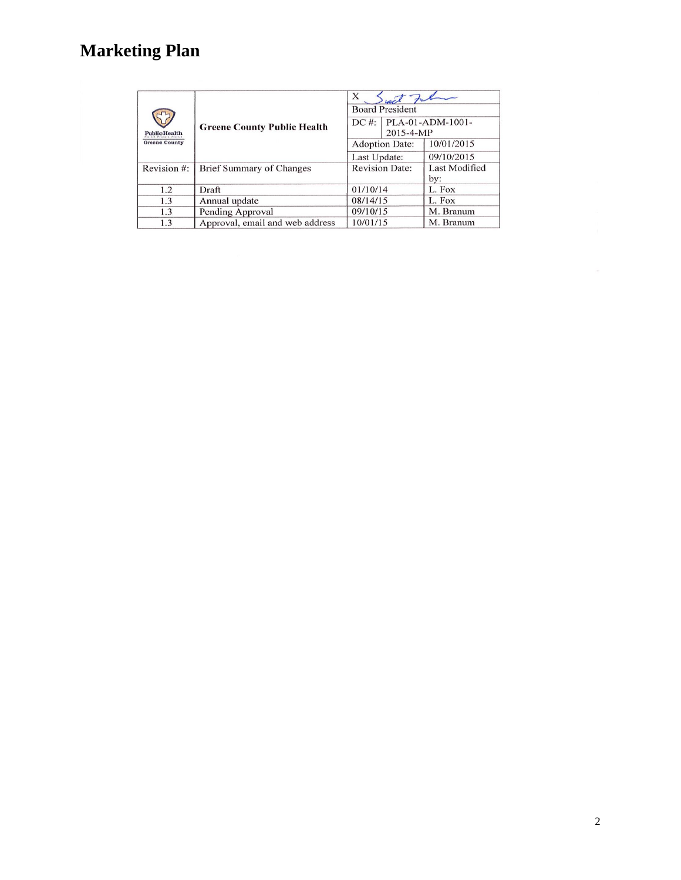# Marketing Plan

| Public Health Greene County | Greene County Public Health | X (signature) Board President | |
|---|---|---|---|
| | | DC #: | PLA-01-ADM-1001-2015-4-MP |
| | | Adoption Date: | 10/01/2015 |
| | | Last Update: | 09/10/2015 |
| Revision #: | Brief Summary of Changes | Revision Date: | Last Modified by: |
| 1.2 | Draft | 01/10/14 | L. Fox |
| 1.3 | Annual update | 08/14/15 | L. Fox |
| 1.3 | Pending Approval | 09/10/15 | M. Branum |
| 1.3 | Approval, email and web address | 10/01/15 | M. Branum |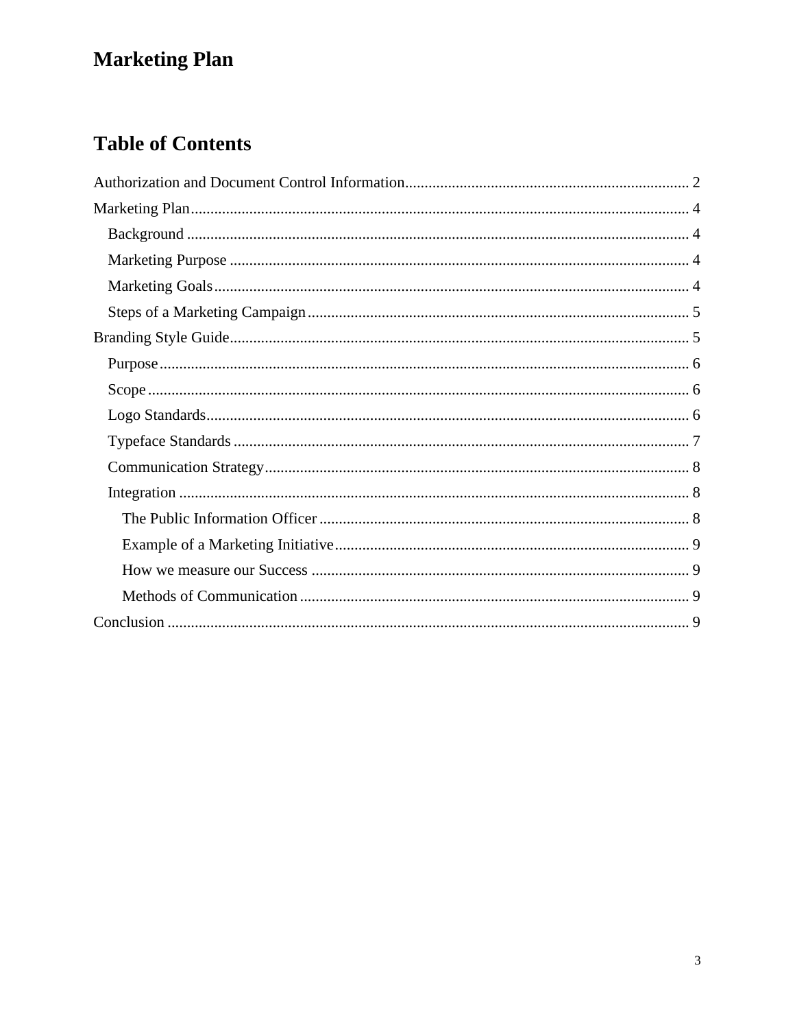# Marketing Plan

## Table of Contents

- Authorization and Document Control Information .......... 2
- Marketing Plan .......... 4
  - Background .......... 4
  - Marketing Purpose .......... 4
  - Marketing Goals .......... 4
  - Steps of a Marketing Campaign .......... 5
- Branding Style Guide .......... 5
  - Purpose .......... 6
  - Scope .......... 6
  - Logo Standards .......... 6
  - Typeface Standards .......... 7
  - Communication Strategy .......... 8
  - Integration .......... 8
    - The Public Information Officer .......... 8
    - Example of a Marketing Initiative .......... 9
    - How we measure our Success .......... 9
    - Methods of Communication .......... 9
- Conclusion .......... 9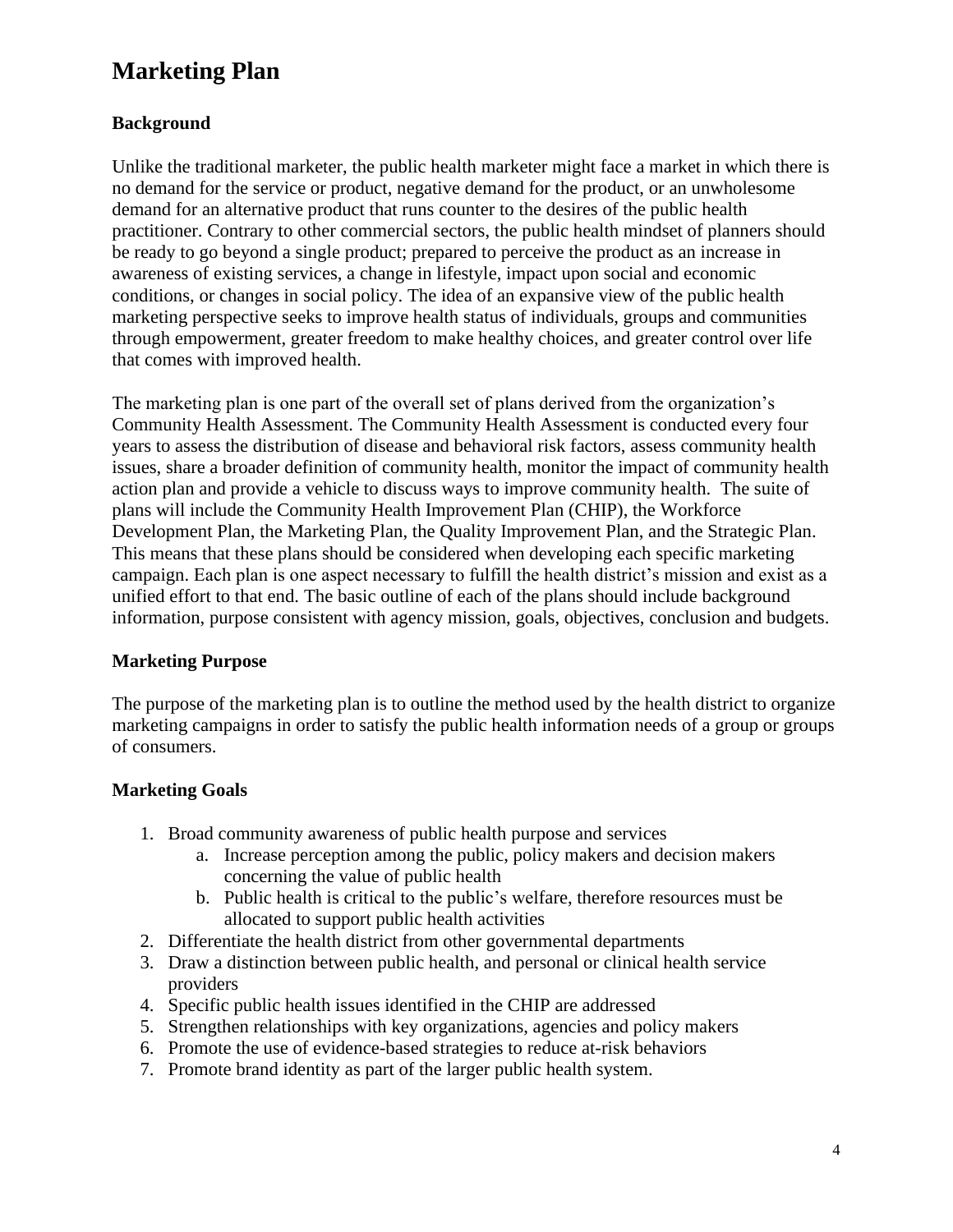# Marketing Plan

## Background

Unlike the traditional marketer, the public health marketer might face a market in which there is no demand for the service or product, negative demand for the product, or an unwholesome demand for an alternative product that runs counter to the desires of the public health practitioner. Contrary to other commercial sectors, the public health mindset of planners should be ready to go beyond a single product; prepared to perceive the product as an increase in awareness of existing services, a change in lifestyle, impact upon social and economic conditions, or changes in social policy. The idea of an expansive view of the public health marketing perspective seeks to improve health status of individuals, groups and communities through empowerment, greater freedom to make healthy choices, and greater control over life that comes with improved health.

The marketing plan is one part of the overall set of plans derived from the organization's Community Health Assessment. The Community Health Assessment is conducted every four years to assess the distribution of disease and behavioral risk factors, assess community health issues, share a broader definition of community health, monitor the impact of community health action plan and provide a vehicle to discuss ways to improve community health. The suite of plans will include the Community Health Improvement Plan (CHIP), the Workforce Development Plan, the Marketing Plan, the Quality Improvement Plan, and the Strategic Plan. This means that these plans should be considered when developing each specific marketing campaign. Each plan is one aspect necessary to fulfill the health district's mission and exist as a unified effort to that end. The basic outline of each of the plans should include background information, purpose consistent with agency mission, goals, objectives, conclusion and budgets.

## Marketing Purpose

The purpose of the marketing plan is to outline the method used by the health district to organize marketing campaigns in order to satisfy the public health information needs of a group or groups of consumers.

## Marketing Goals

1. Broad community awareness of public health purpose and services
   a. Increase perception among the public, policy makers and decision makers concerning the value of public health
   b. Public health is critical to the public's welfare, therefore resources must be allocated to support public health activities
2. Differentiate the health district from other governmental departments
3. Draw a distinction between public health, and personal or clinical health service providers
4. Specific public health issues identified in the CHIP are addressed
5. Strengthen relationships with key organizations, agencies and policy makers
6. Promote the use of evidence-based strategies to reduce at-risk behaviors
7. Promote brand identity as part of the larger public health system.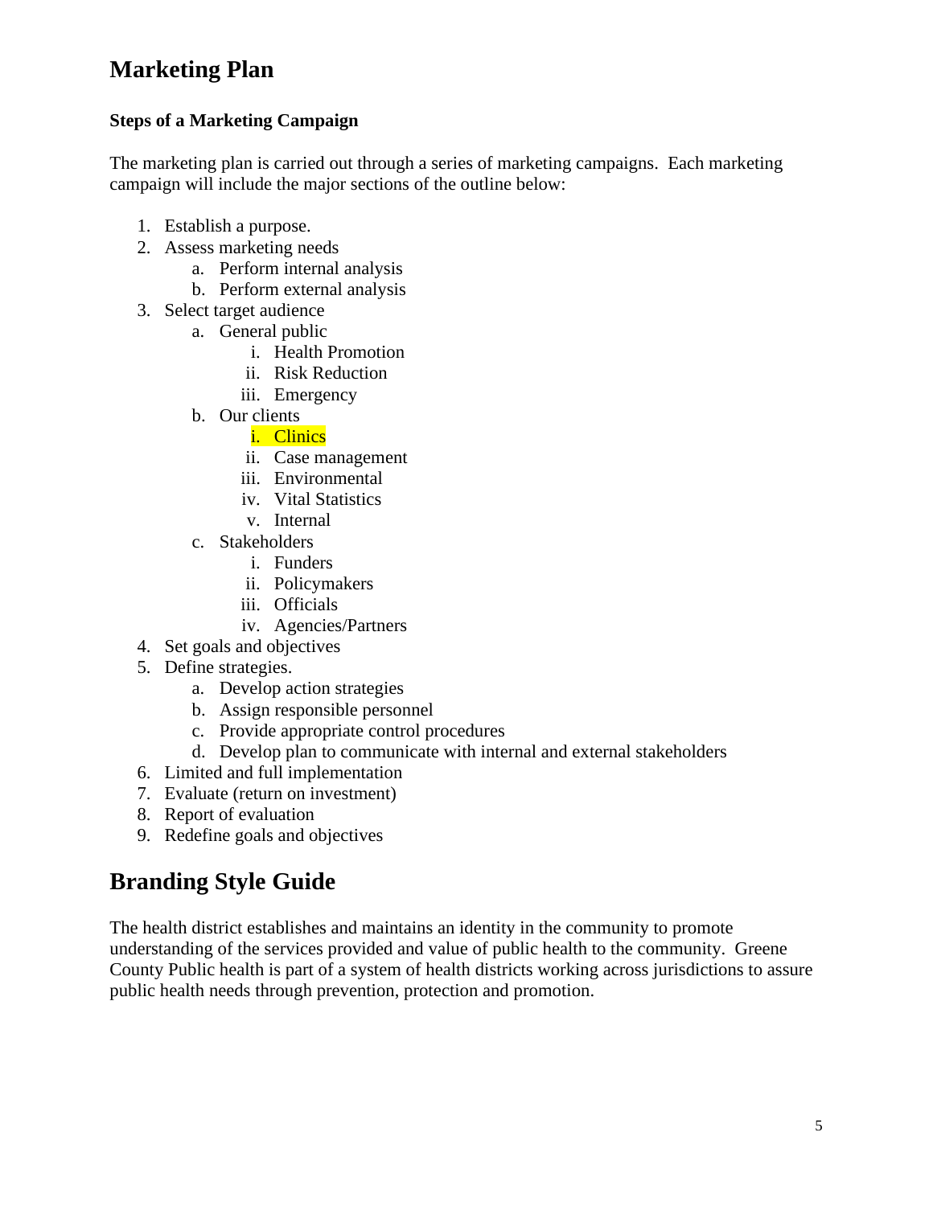# Marketing Plan

**Steps of a Marketing Campaign**

The marketing plan is carried out through a series of marketing campaigns. Each marketing campaign will include the major sections of the outline below:

1. Establish a purpose.
2. Assess marketing needs
    a. Perform internal analysis
    b. Perform external analysis
3. Select target audience
    a. General public
        i. Health Promotion
        ii. Risk Reduction
        iii. Emergency
    b. Our clients
        i. Clinics
        ii. Case management
        iii. Environmental
        iv. Vital Statistics
        v. Internal
    c. Stakeholders
        i. Funders
        ii. Policymakers
        iii. Officials
        iv. Agencies/Partners
4. Set goals and objectives
5. Define strategies.
    a. Develop action strategies
    b. Assign responsible personnel
    c. Provide appropriate control procedures
    d. Develop plan to communicate with internal and external stakeholders
6. Limited and full implementation
7. Evaluate (return on investment)
8. Report of evaluation
9. Redefine goals and objectives

# Branding Style Guide

The health district establishes and maintains an identity in the community to promote understanding of the services provided and value of public health to the community. Greene County Public health is part of a system of health districts working across jurisdictions to assure public health needs through prevention, protection and promotion.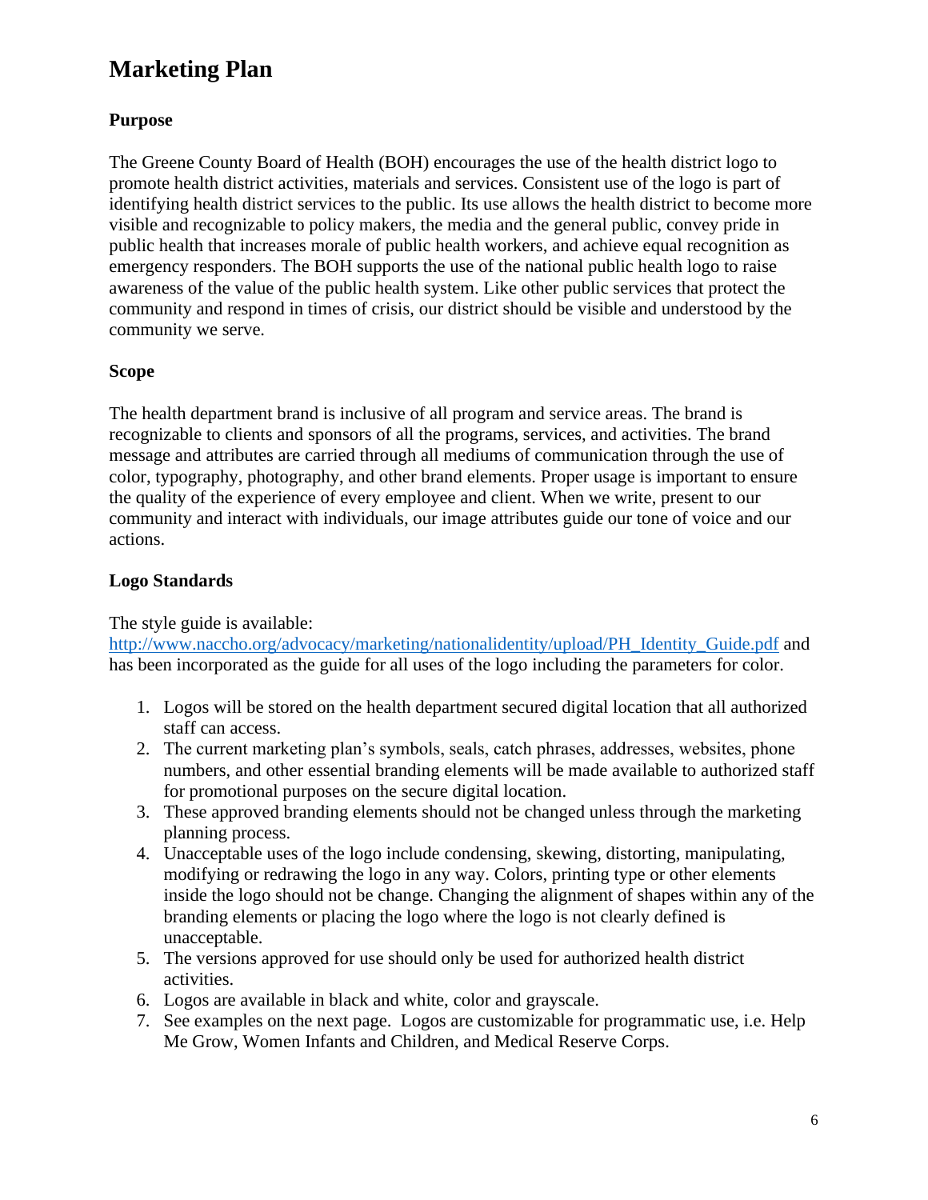# Marketing Plan

## Purpose

The Greene County Board of Health (BOH) encourages the use of the health district logo to promote health district activities, materials and services. Consistent use of the logo is part of identifying health district services to the public. Its use allows the health district to become more visible and recognizable to policy makers, the media and the general public, convey pride in public health that increases morale of public health workers, and achieve equal recognition as emergency responders. The BOH supports the use of the national public health logo to raise awareness of the value of the public health system. Like other public services that protect the community and respond in times of crisis, our district should be visible and understood by the community we serve.

## Scope

The health department brand is inclusive of all program and service areas. The brand is recognizable to clients and sponsors of all the programs, services, and activities. The brand message and attributes are carried through all mediums of communication through the use of color, typography, photography, and other brand elements. Proper usage is important to ensure the quality of the experience of every employee and client. When we write, present to our community and interact with individuals, our image attributes guide our tone of voice and our actions.

## Logo Standards

The style guide is available: [http://www.naccho.org/advocacy/marketing/nationalidentity/upload/PH_Identity_Guide.pdf](http://www.naccho.org/advocacy/marketing/nationalidentity/upload/PH_Identity_Guide.pdf) and has been incorporated as the guide for all uses of the logo including the parameters for color.

1. Logos will be stored on the health department secured digital location that all authorized staff can access.
2. The current marketing plan's symbols, seals, catch phrases, addresses, websites, phone numbers, and other essential branding elements will be made available to authorized staff for promotional purposes on the secure digital location.
3. These approved branding elements should not be changed unless through the marketing planning process.
4. Unacceptable uses of the logo include condensing, skewing, distorting, manipulating, modifying or redrawing the logo in any way. Colors, printing type or other elements inside the logo should not be change. Changing the alignment of shapes within any of the branding elements or placing the logo where the logo is not clearly defined is unacceptable.
5. The versions approved for use should only be used for authorized health district activities.
6. Logos are available in black and white, color and grayscale.
7. See examples on the next page. Logos are customizable for programmatic use, i.e. Help Me Grow, Women Infants and Children, and Medical Reserve Corps.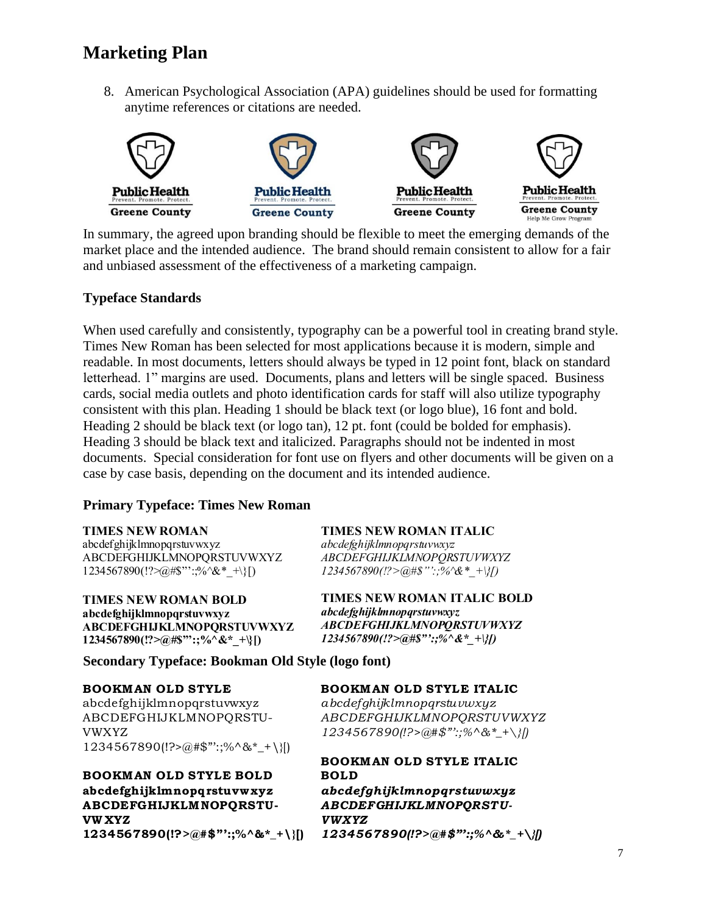# Marketing Plan

8. American Psychological Association (APA) guidelines should be used for formatting anytime references or citations are needed.

Public Health
Prevent. Promote. Protect.
Greene County

Public Health
Prevent. Promote. Protect.
Greene County

Public Health
Prevent. Promote. Protect.
Greene County

Public Health
Prevent. Promote. Protect.
Greene County
Help Me Grow Program

In summary, the agreed upon branding should be flexible to meet the emerging demands of the market place and the intended audience. The brand should remain consistent to allow for a fair and unbiased assessment of the effectiveness of a marketing campaign.

## Typeface Standards

When used carefully and consistently, typography can be a powerful tool in creating brand style. Times New Roman has been selected for most applications because it is modern, simple and readable. In most documents, letters should always be typed in 12 point font, black on standard letterhead. 1" margins are used. Documents, plans and letters will be single spaced. Business cards, social media outlets and photo identification cards for staff will also utilize typography consistent with this plan. Heading 1 should be black text (or logo blue), 16 font and bold. Heading 2 should be black text (or logo tan), 12 pt. font (could be bolded for emphasis). Heading 3 should be black text and italicized. Paragraphs should not be indented in most documents. Special consideration for font use on flyers and other documents will be given on a case by case basis, depending on the document and its intended audience.

### Primary Typeface: Times New Roman

**TIMES NEW ROMAN**
abcdefghijklmnopqrstuvwxyz
ABCDEFGHIJKLMNOPQRSTUVWXYZ
1234567890(!?>@#$"':;%^&*_+\}[)

**TIMES NEW ROMAN BOLD**
**abcdefghijklmnopqrstuvwxyz**
**ABCDEFGHIJKLMNOPQRSTUVWXYZ**
**1234567890(!?>@#$"':;%^&*_+\}[)**

**TIMES NEW ROMAN ITALIC**
*abcdefghijklmnopqrstuvwxyz*
*ABCDEFGHIJKLMNOPQRSTUVWXYZ*
*1234567890(!?>@#$"':;%^&*_+\}[)*

**TIMES NEW ROMAN ITALIC BOLD**
***abcdefghijklmnopqrstuvwxyz***
***ABCDEFGHIJKLMNOPQRSTUVWXYZ***
***1234567890(!?>@#$"':;%^&*_+\}[)***

### Secondary Typeface: Bookman Old Style (logo font)

**BOOKMAN OLD STYLE**
abcdefghijklmnopqrstuvwxyz
ABCDEFGHIJKLMNOPQRSTU-VWXYZ
1234567890(!?>@#$"':;%^&*_+\}[)

**BOOKMAN OLD STYLE BOLD**
**abcdefghijklmnopqrstuvwxyz**
**ABCDEFGHIJKLMNOPQRSTU-VWXYZ**
**1234567890(!?>@#$"':;%^&*_+\}[)**

**BOOKMAN OLD STYLE ITALIC**
*abcdefghijklmnopqrstuvwxyz*
*ABCDEFGHIJKLMNOPQRSTUVWXYZ*
*1234567890(!?>@#$"':;%^&*_+\}[)*

**BOOKMAN OLD STYLE ITALIC BOLD**
***abcdefghijklmnopqrstuvwxyz***
***ABCDEFGHIJKLMNOPQRSTU-VWXYZ***
***1234567890(!?>@#$"':;%^&*_+\}[)***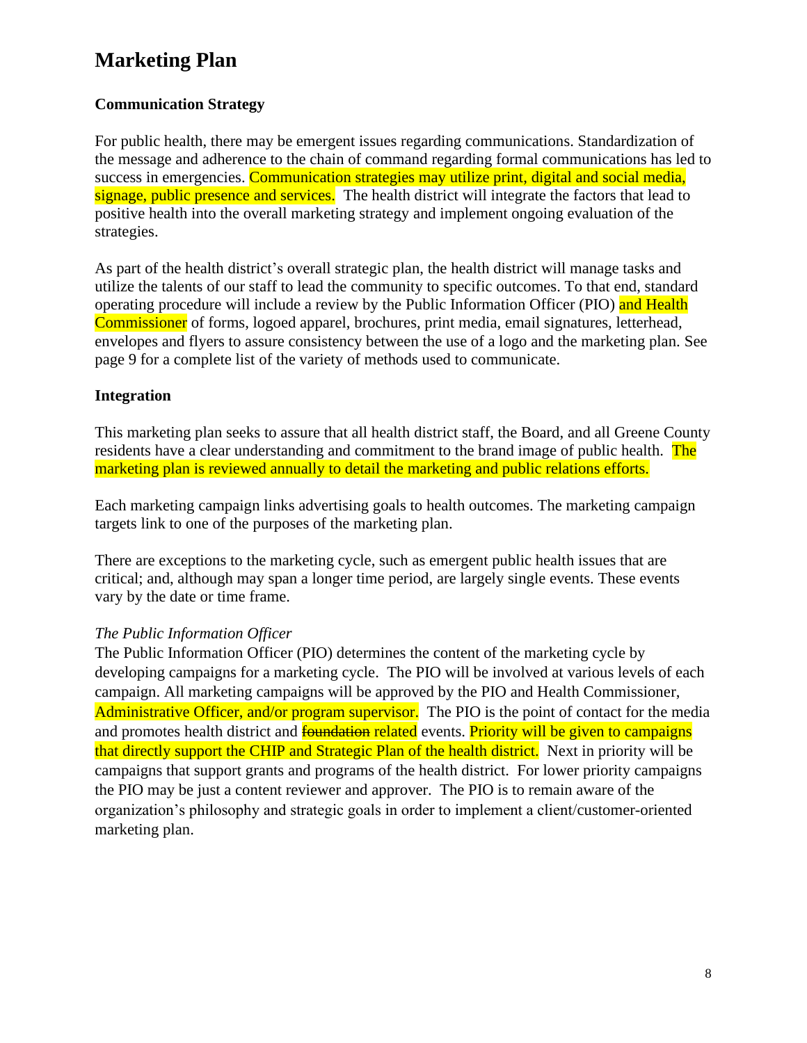# Marketing Plan

### Communication Strategy

For public health, there may be emergent issues regarding communications. Standardization of the message and adherence to the chain of command regarding formal communications has led to success in emergencies. Communication strategies may utilize print, digital and social media, signage, public presence and services. The health district will integrate the factors that lead to positive health into the overall marketing strategy and implement ongoing evaluation of the strategies.

As part of the health district's overall strategic plan, the health district will manage tasks and utilize the talents of our staff to lead the community to specific outcomes. To that end, standard operating procedure will include a review by the Public Information Officer (PIO) and Health Commissioner of forms, logoed apparel, brochures, print media, email signatures, letterhead, envelopes and flyers to assure consistency between the use of a logo and the marketing plan. See page 9 for a complete list of the variety of methods used to communicate.

### Integration

This marketing plan seeks to assure that all health district staff, the Board, and all Greene County residents have a clear understanding and commitment to the brand image of public health. The marketing plan is reviewed annually to detail the marketing and public relations efforts.

Each marketing campaign links advertising goals to health outcomes. The marketing campaign targets link to one of the purposes of the marketing plan.

There are exceptions to the marketing cycle, such as emergent public health issues that are critical; and, although may span a longer time period, are largely single events. These events vary by the date or time frame.

*The Public Information Officer*

The Public Information Officer (PIO) determines the content of the marketing cycle by developing campaigns for a marketing cycle. The PIO will be involved at various levels of each campaign. All marketing campaigns will be approved by the PIO and Health Commissioner, Administrative Officer, and/or program supervisor. The PIO is the point of contact for the media and promotes health district and ~~foundation~~ related events. Priority will be given to campaigns that directly support the CHIP and Strategic Plan of the health district. Next in priority will be campaigns that support grants and programs of the health district. For lower priority campaigns the PIO may be just a content reviewer and approver. The PIO is to remain aware of the organization's philosophy and strategic goals in order to implement a client/customer-oriented marketing plan.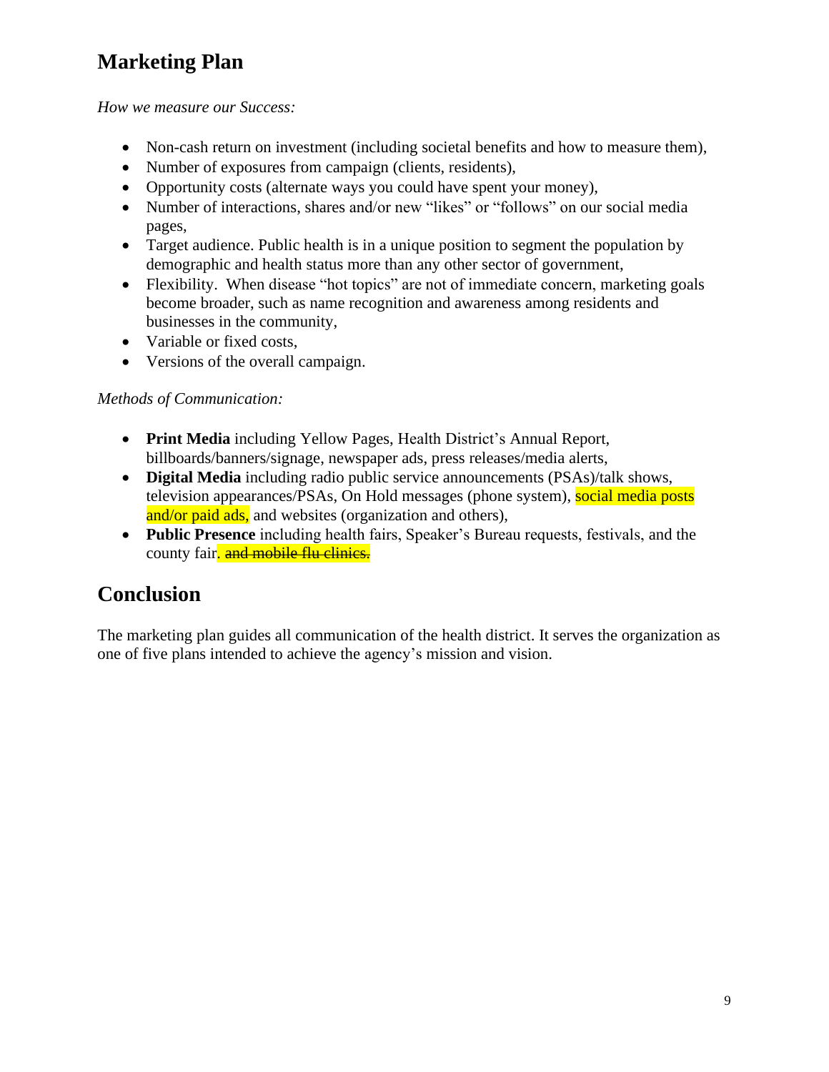## Marketing Plan

*How we measure our Success:*

- Non-cash return on investment (including societal benefits and how to measure them),
- Number of exposures from campaign (clients, residents),
- Opportunity costs (alternate ways you could have spent your money),
- Number of interactions, shares and/or new "likes" or "follows" on our social media pages,
- Target audience. Public health is in a unique position to segment the population by demographic and health status more than any other sector of government,
- Flexibility. When disease "hot topics" are not of immediate concern, marketing goals become broader, such as name recognition and awareness among residents and businesses in the community,
- Variable or fixed costs,
- Versions of the overall campaign.

*Methods of Communication:*

- **Print Media** including Yellow Pages, Health District's Annual Report, billboards/banners/signage, newspaper ads, press releases/media alerts,
- **Digital Media** including radio public service announcements (PSAs)/talk shows, television appearances/PSAs, On Hold messages (phone system), social media posts and/or paid ads, and websites (organization and others),
- **Public Presence** including health fairs, Speaker's Bureau requests, festivals, and the county fair. ~~and mobile flu clinics.~~

## Conclusion

The marketing plan guides all communication of the health district. It serves the organization as one of five plans intended to achieve the agency's mission and vision.